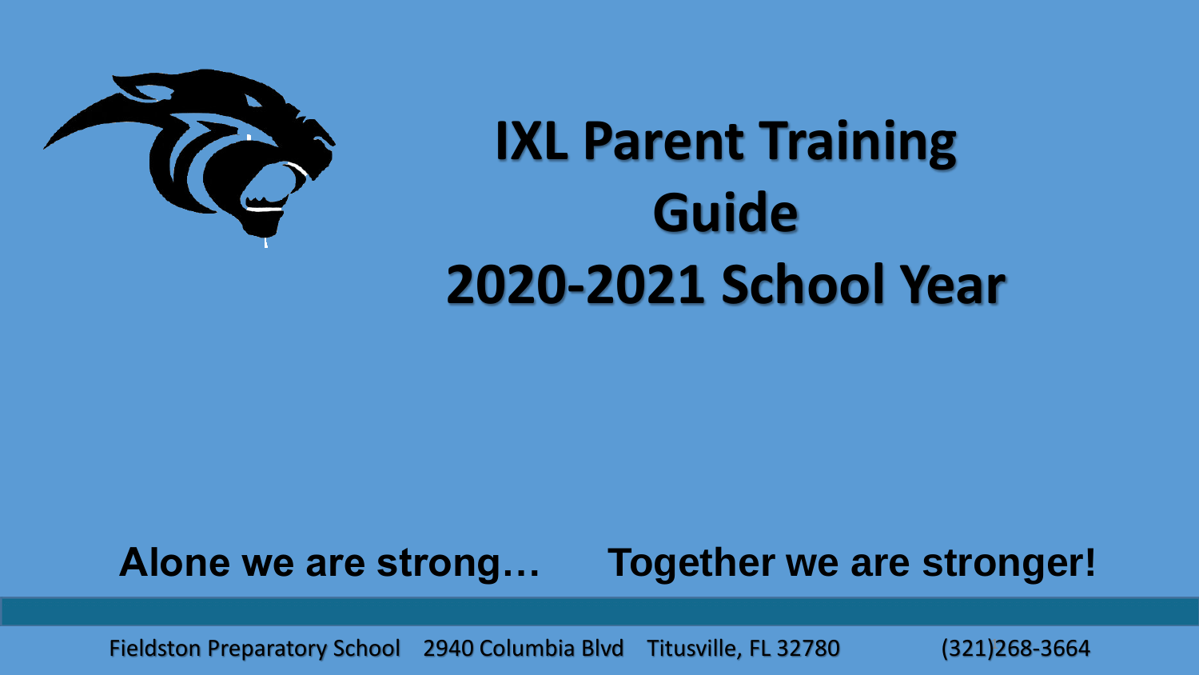# IXL Parent Training Guide 2020-2021 School Year

**Alone we are strong… Together we are stronger!**

Fieldston Preparatory School 2940 Columbia Blvd Titusville, FL 32780 (321)268-3664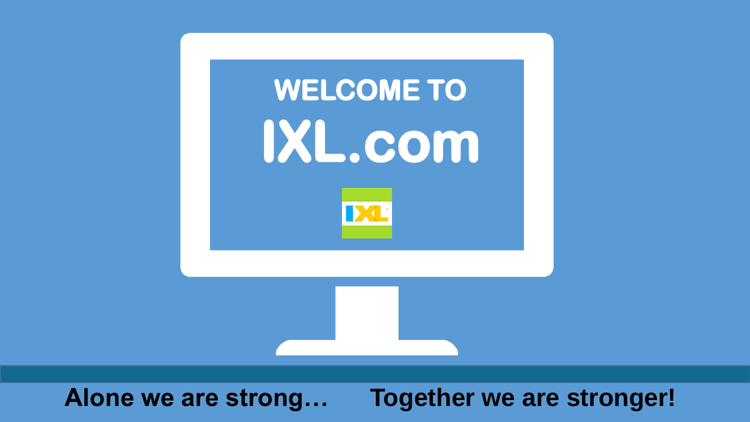# WELCOME TO

# IXL.com

**Alone we are strong… Together we are stronger!**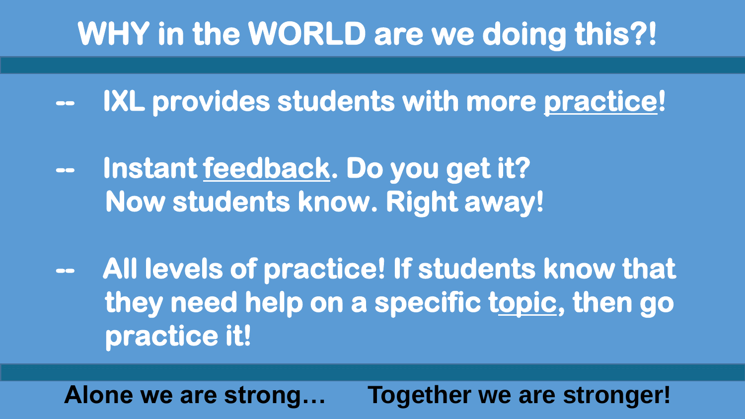# WHY in the WORLD are we doing this?!

- IXL provides students with more practice!

- Instant feedback. Do you get it? Now students know. Right away!

- All levels of practice! If students know that they need help on a specific topic, then go practice it!

**Alone we are strong… Together we are stronger!**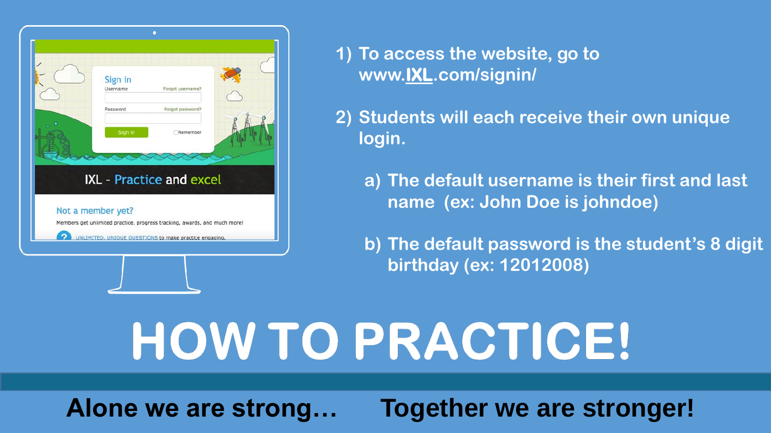1) To access the website, go to www.IXL.com/signin/

2) Students will each receive their own unique login.

   a) The default username is their first and last name (ex: John Doe is johndoe)

   b) The default password is the student's 8 digit birthday (ex: 12012008)

# HOW TO PRACTICE!

**Alone we are strong… Together we are stronger!**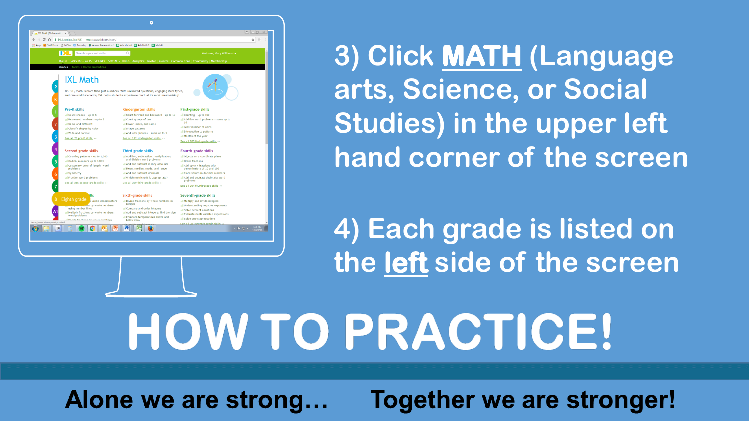3) Click **MATH** (Language arts, Science, or Social Studies) in the upper left hand corner of the screen

4) Each grade is listed on the **left** side of the screen

# HOW TO PRACTICE!

**Alone we are strong… Together we are stronger!**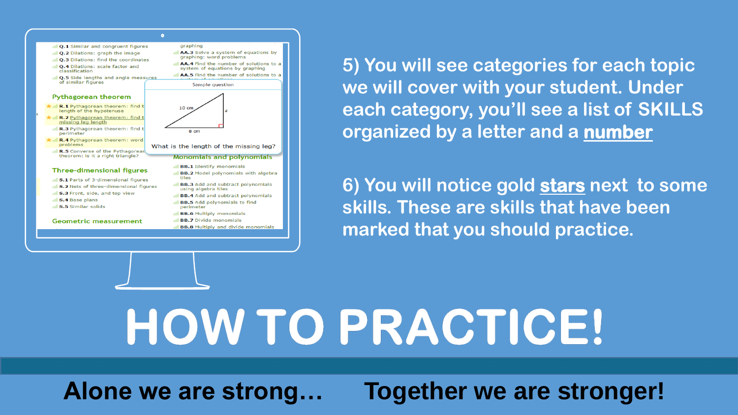5) You will see categories for each topic we will cover with your student. Under each category, you'll see a list of SKILLS organized by a letter and a number

6) You will notice gold stars next to some skills. These are skills that have been marked that you should practice.

# HOW TO PRACTICE!

**Alone we are strong… Together we are stronger!**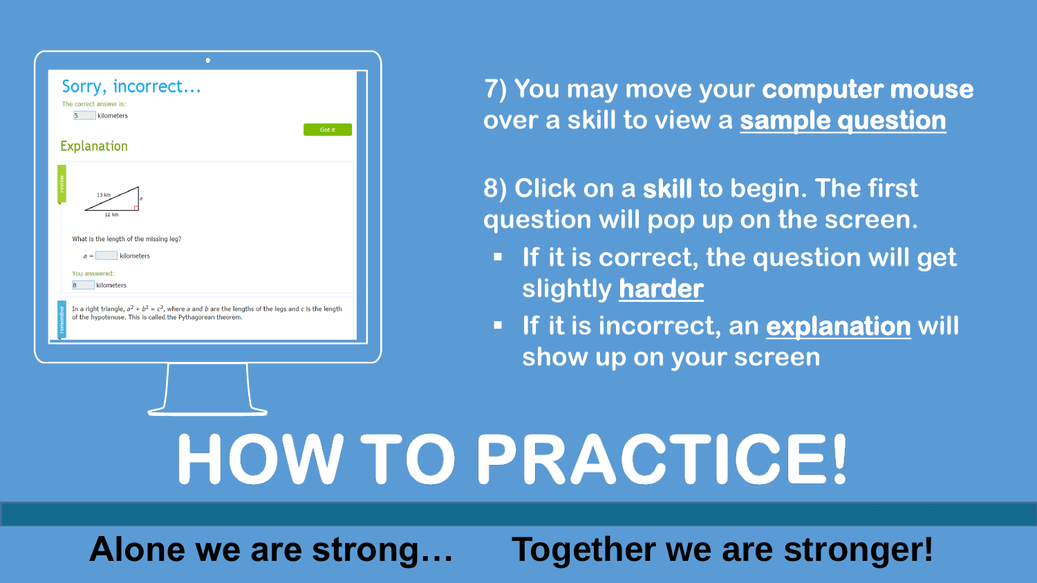Sorry, incorrect...

The correct answer is:

5 kilometers

Got it

Explanation

review

13 km

a

12 km

What is the length of the missing leg?

$a =$ kilometers

You answered:

8 kilometers

remember

In a right triangle, $a^2 + b^2 = c^2$, where $a$ and $b$ are the lengths of the legs and $c$ is the length of the hypotenuse. This is called the Pythagorean theorem.

7) You may move your **computer mouse** over a skill to view a **sample question**

8) Click on a **skill** to begin. The first question will pop up on the screen.

- If it is correct, the question will get slightly **harder**
- If it is incorrect, an **explanation** will show up on your screen

# HOW TO PRACTICE!

**Alone we are strong… Together we are stronger!**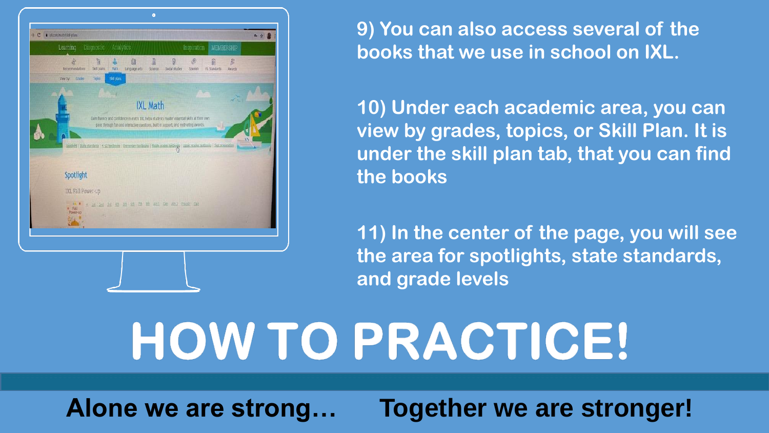9) You can also access several of the books that we use in school on IXL.

10) Under each academic area, you can view by grades, topics, or Skill Plan. It is under the skill plan tab, that you can find the books

11) In the center of the page, you will see the area for spotlights, state standards, and grade levels

# HOW TO PRACTICE!

**Alone we are strong… Together we are stronger!**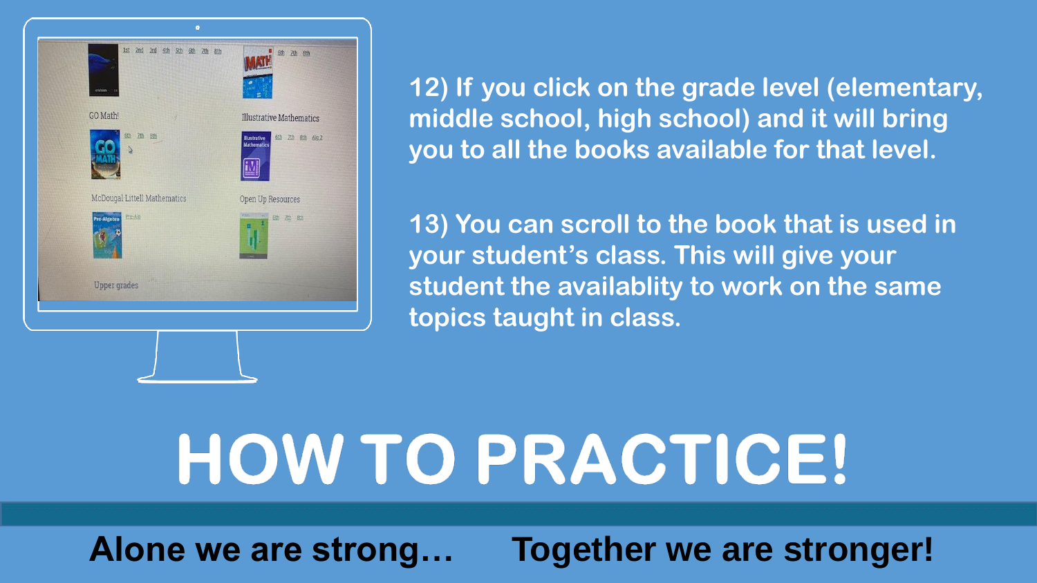12) If you click on the grade level (elementary, middle school, high school) and it will bring you to all the books available for that level.

13) You can scroll to the book that is used in your student's class. This will give your student the availablity to work on the same topics taught in class.

# HOW TO PRACTICE!

**Alone we are strong… Together we are stronger!**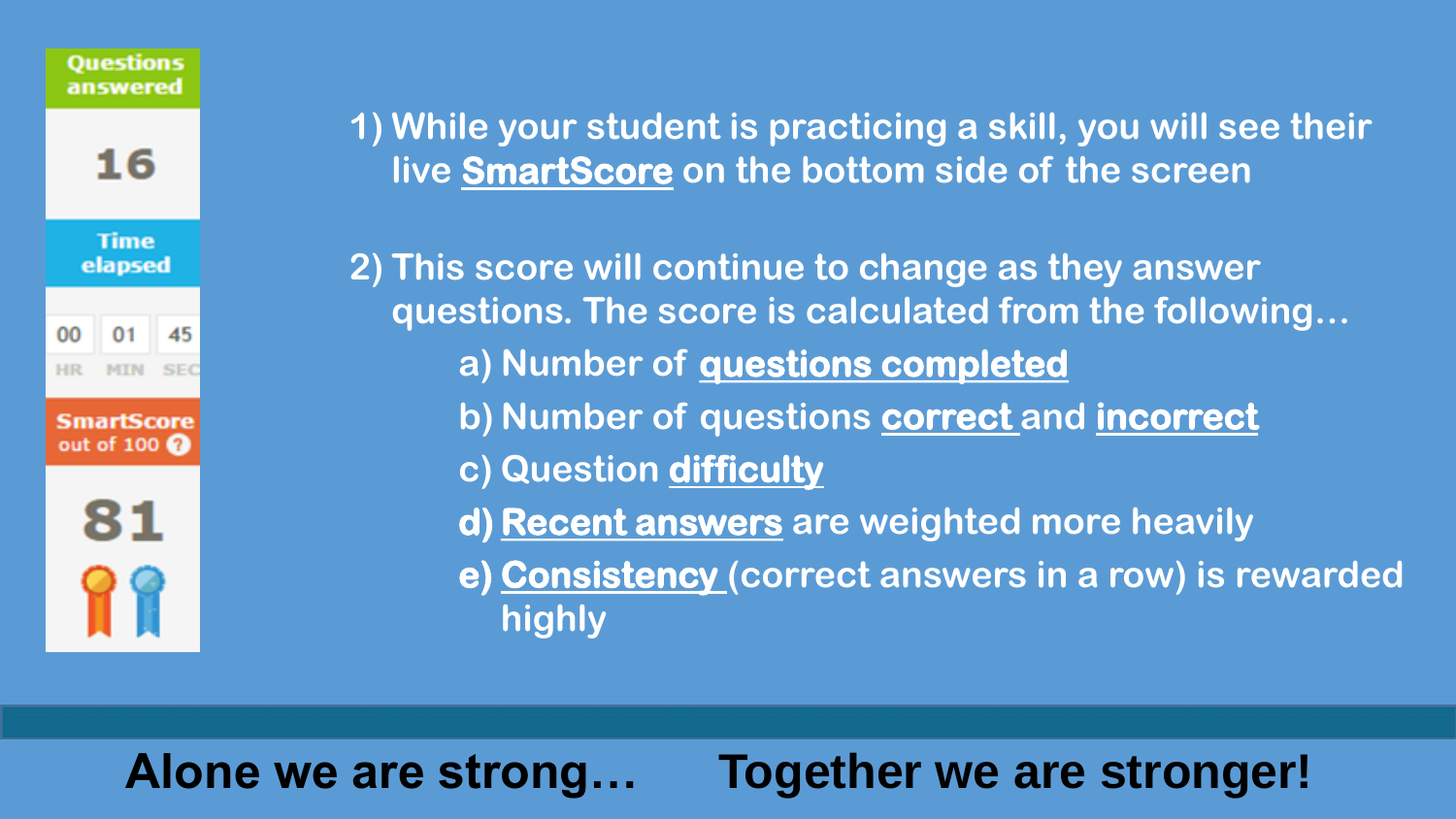Questions answered

16

Time elapsed

| 00 | 01 | 45 |
| --- | --- | --- |
| HR | MIN | SEC |

SmartScore out of 100

81

1) While your student is practicing a skill, you will see their live **SmartScore** on the bottom side of the screen

2) This score will continue to change as they answer questions. The score is calculated from the following…

   a) Number of **questions completed**

   b) Number of questions **correct** and **incorrect**

   c) Question **difficulty**

   **d)** **Recent answers** are weighted more heavily

   **e)** **Consistency** (correct answers in a row) is rewarded highly

**Alone we are strong… Together we are stronger!**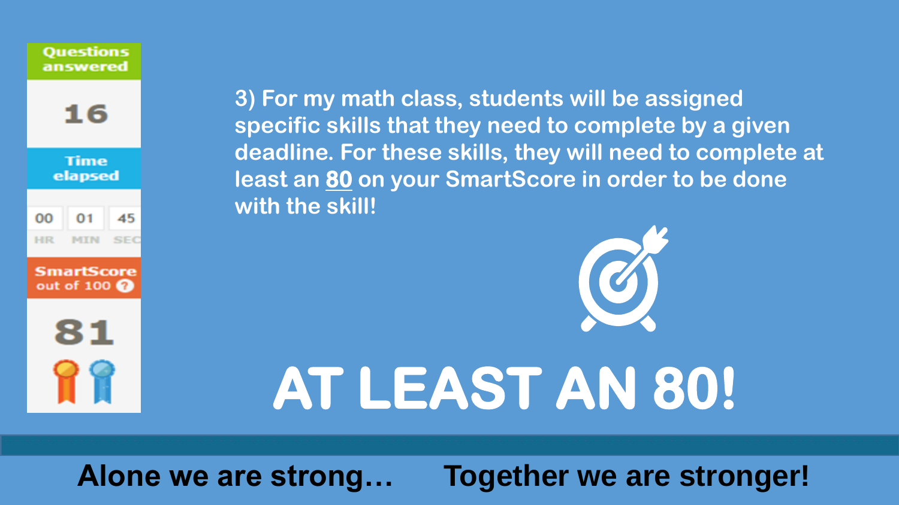Questions answered

16

Time elapsed

00 01 45

HR MIN SEC

SmartScore out of 100

81

3) For my math class, students will be assigned specific skills that they need to complete by a given deadline. For these skills, they will need to complete at least an <u>80</u> on your SmartScore in order to be done with the skill!

# AT LEAST AN 80!

**Alone we are strong… Together we are stronger!**